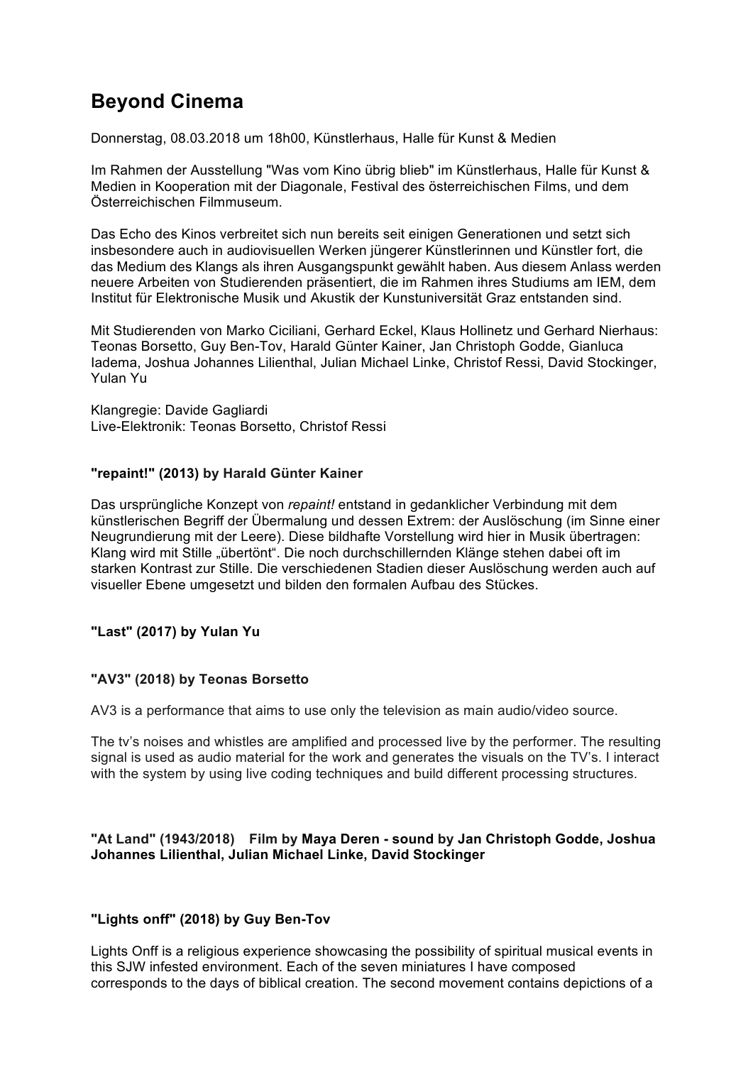# Beyond Cinema

Donnerstag, 08.03.2018 um 18h00, Künstlerhaus, Halle für Kunst & Medien

Im Rahmen der Ausstellung "Was vom Kino übrig blieb" im Künstlerhaus, Halle für Kunst & Medien in Kooperation mit der Diagonale, Festival des österreichischen Films, und dem Österreichischen Filmmuseum.

Das Echo des Kinos verbreitet sich nun bereits seit einigen Generationen und setzt sich insbesondere auch in audiovisuellen Werken jüngerer Künstlerinnen und Künstler fort, die das Medium des Klangs als ihren Ausgangspunkt gewählt haben. Aus diesem Anlass werden neuere Arbeiten von Studierenden präsentiert, die im Rahmen ihres Studiums am IEM, dem Institut für Elektronische Musik und Akustik der Kunstuniversität Graz entstanden sind.

Mit Studierenden von Marko Ciciliani, Gerhard Eckel, Klaus Hollinetz und Gerhard Nierhaus: Teonas Borsetto, Guy Ben-Tov, Harald Günter Kainer, Jan Christoph Godde, Gianluca Iadema, Joshua Johannes Lilienthal, Julian Michael Linke, Christof Ressi, David Stockinger, Yulan Yu

Klangregie: Davide Gagliardi
Live-Elektronik: Teonas Borsetto, Christof Ressi

### "repaint!" (2013) by Harald Günter Kainer

Das ursprüngliche Konzept von *repaint!* entstand in gedanklicher Verbindung mit dem künstlerischen Begriff der Übermalung und dessen Extrem: der Auslöschung (im Sinne einer Neugrundierung mit der Leere). Diese bildhafte Vorstellung wird hier in Musik übertragen: Klang wird mit Stille „übertönt". Die noch durchschillernden Klänge stehen dabei oft im starken Kontrast zur Stille. Die verschiedenen Stadien dieser Auslöschung werden auch auf visueller Ebene umgesetzt und bilden den formalen Aufbau des Stückes.

### "Last" (2017) by Yulan Yu

### "AV3" (2018) by Teonas Borsetto

AV3 is a performance that aims to use only the television as main audio/video source.

The tv's noises and whistles are amplified and processed live by the performer. The resulting signal is used as audio material for the work and generates the visuals on the TV's. I interact with the system by using live coding techniques and build different processing structures.

### "At Land" (1943/2018) Film by Maya Deren - sound by Jan Christoph Godde, Joshua Johannes Lilienthal, Julian Michael Linke, David Stockinger

### "Lights onff" (2018) by Guy Ben-Tov

Lights Onff is a religious experience showcasing the possibility of spiritual musical events in this SJW infested environment. Each of the seven miniatures I have composed corresponds to the days of biblical creation. The second movement contains depictions of a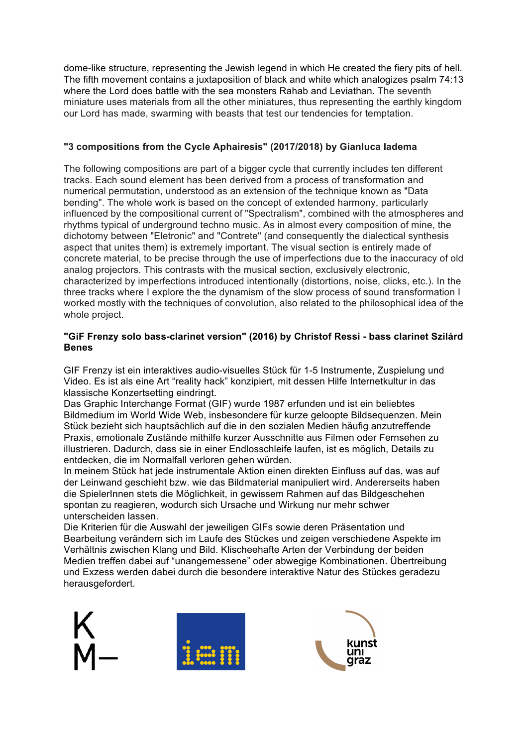dome-like structure, representing the Jewish legend in which He created the fiery pits of hell. The fifth movement contains a juxtaposition of black and white which analogizes psalm 74:13 where the Lord does battle with the sea monsters Rahab and Leviathan. The seventh miniature uses materials from all the other miniatures, thus representing the earthly kingdom our Lord has made, swarming with beasts that test our tendencies for temptation.

### "3 compositions from the Cycle Aphairesis" (2017/2018) by Gianluca Iadema

The following compositions are part of a bigger cycle that currently includes ten different tracks. Each sound element has been derived from a process of transformation and numerical permutation, understood as an extension of the technique known as "Data bending". The whole work is based on the concept of extended harmony, particularly influenced by the compositional current of "Spectralism", combined with the atmospheres and rhythms typical of underground techno music. As in almost every composition of mine, the dichotomy between "Eletronic" and "Contrete" (and consequently the dialectical synthesis aspect that unites them) is extremely important. The visual section is entirely made of concrete material, to be precise through the use of imperfections due to the inaccuracy of old analog projectors. This contrasts with the musical section, exclusively electronic, characterized by imperfections introduced intentionally (distortions, noise, clicks, etc.). In the three tracks where I explore the the dynamism of the slow process of sound transformation I worked mostly with the techniques of convolution, also related to the philosophical idea of the whole project.

### "GiF Frenzy solo bass-clarinet version" (2016) by Christof Ressi - bass clarinet Szilárd Benes

GIF Frenzy ist ein interaktives audio-visuelles Stück für 1-5 Instrumente, Zuspielung und Video. Es ist als eine Art “reality hack” konzipiert, mit dessen Hilfe Internetkultur in das klassische Konzertsetting eindringt.
Das Graphic Interchange Format (GIF) wurde 1987 erfunden und ist ein beliebtes Bildmedium im World Wide Web, insbesondere für kurze geloopte Bildsequenzen. Mein Stück bezieht sich hauptsächlich auf die in den sozialen Medien häufig anzutreffende Praxis, emotionale Zustände mithilfe kurzer Ausschnitte aus Filmen oder Fernsehen zu illustrieren. Dadurch, dass sie in einer Endlosschleife laufen, ist es möglich, Details zu entdecken, die im Normalfall verloren gehen würden.
In meinem Stück hat jede instrumentale Aktion einen direkten Einfluss auf das, was auf der Leinwand geschieht bzw. wie das Bildmaterial manipuliert wird. Andererseits haben die SpielerInnen stets die Möglichkeit, in gewissem Rahmen auf das Bildgeschehen spontan zu reagieren, wodurch sich Ursache und Wirkung nur mehr schwer unterscheiden lassen.
Die Kriterien für die Auswahl der jeweiligen GIFs sowie deren Präsentation und Bearbeitung verändern sich im Laufe des Stückes und zeigen verschiedene Aspekte im Verhältnis zwischen Klang und Bild. Klischeehafte Arten der Verbindung der beiden Medien treffen dabei auf “unangemessene” oder abwegige Kombinationen. Übertreibung und Exzess werden dabei durch die besondere interaktive Natur des Stückes geradezu herausgefordert.

K
M–

iem

kunst
uni
graz